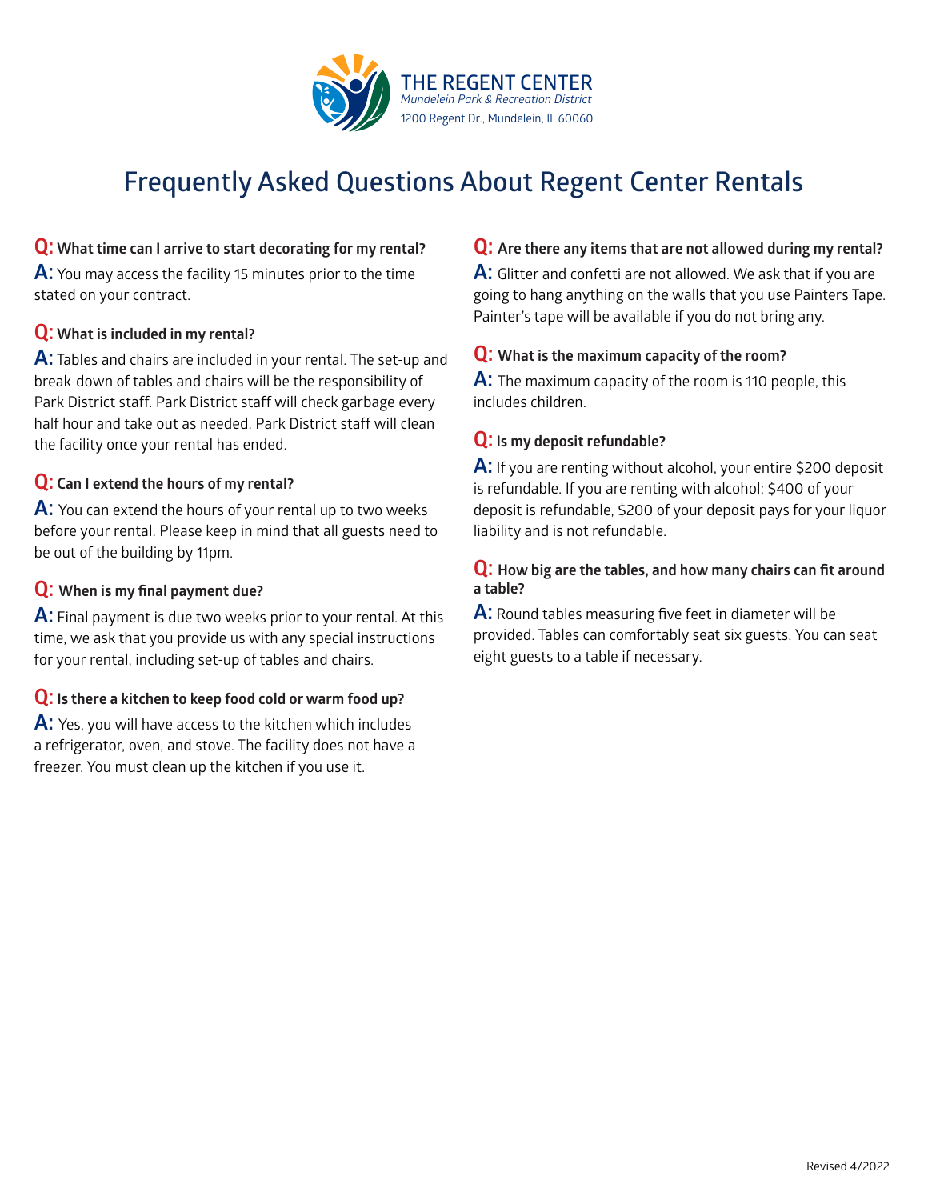**THE REGENT CENTER**
*Mundelein Park & Recreation District*
1200 Regent Dr., Mundelein, IL 60060

# Frequently Asked Questions About Regent Center Rentals

**Q: What time can I arrive to start decorating for my rental?**

**A:** You may access the facility 15 minutes prior to the time stated on your contract.

**Q: What is included in my rental?**

**A:** Tables and chairs are included in your rental. The set-up and break-down of tables and chairs will be the responsibility of Park District staff. Park District staff will check garbage every half hour and take out as needed. Park District staff will clean the facility once your rental has ended.

**Q: Can I extend the hours of my rental?**

**A:** You can extend the hours of your rental up to two weeks before your rental. Please keep in mind that all guests need to be out of the building by 11pm.

**Q: When is my final payment due?**

**A:** Final payment is due two weeks prior to your rental. At this time, we ask that you provide us with any special instructions for your rental, including set-up of tables and chairs.

**Q: Is there a kitchen to keep food cold or warm food up?**

**A:** Yes, you will have access to the kitchen which includes a refrigerator, oven, and stove. The facility does not have a freezer. You must clean up the kitchen if you use it.

**Q: Are there any items that are not allowed during my rental?**

**A:** Glitter and confetti are not allowed. We ask that if you are going to hang anything on the walls that you use Painters Tape. Painter's tape will be available if you do not bring any.

**Q: What is the maximum capacity of the room?**

**A:** The maximum capacity of the room is 110 people, this includes children.

**Q: Is my deposit refundable?**

**A:** If you are renting without alcohol, your entire $200 deposit is refundable. If you are renting with alcohol; $400 of your deposit is refundable, $200 of your deposit pays for your liquor liability and is not refundable.

**Q: How big are the tables, and how many chairs can fit around a table?**

**A:** Round tables measuring five feet in diameter will be provided. Tables can comfortably seat six guests. You can seat eight guests to a table if necessary.

Revised 4/2022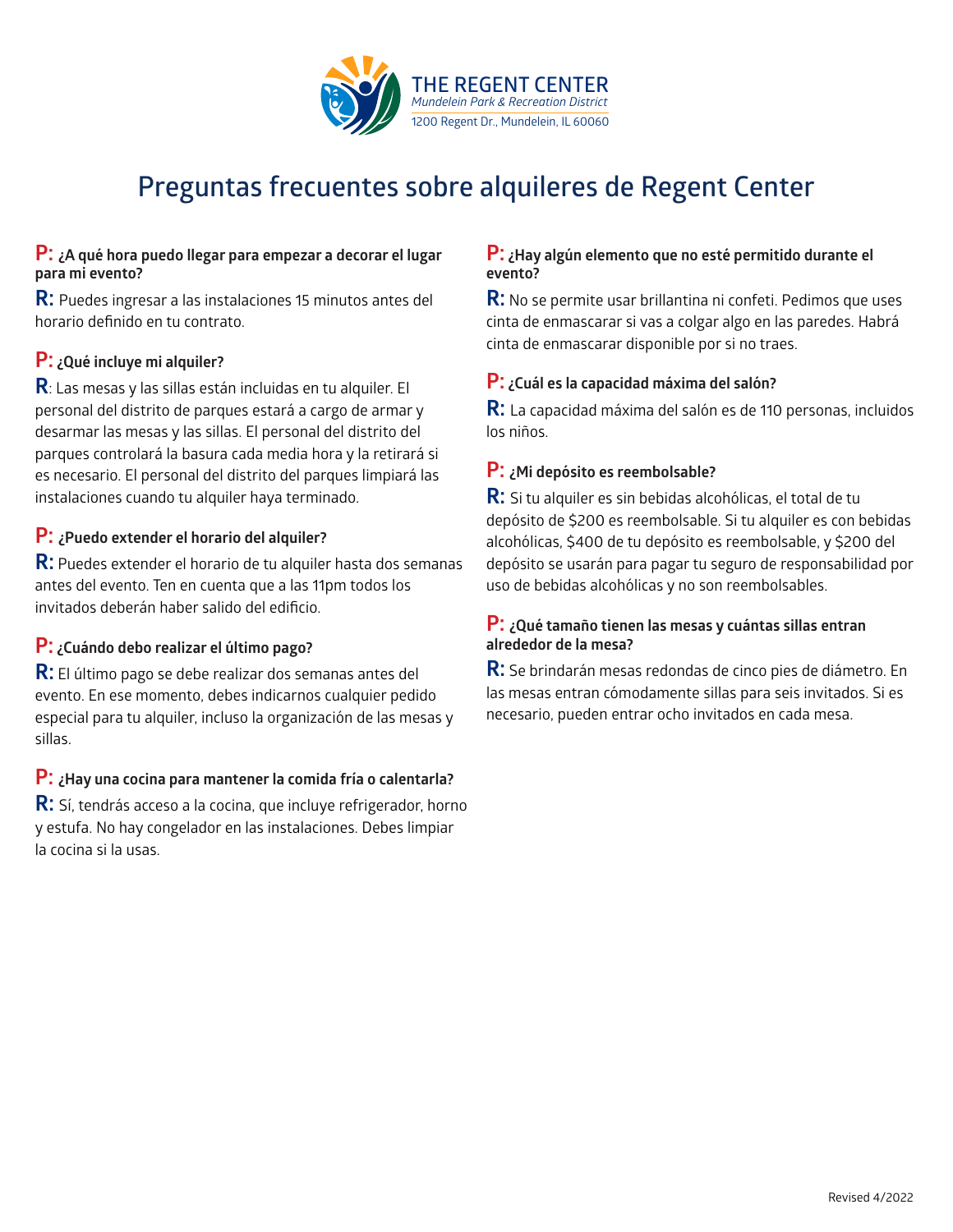THE REGENT CENTER
*Mundelein Park & Recreation District*
1200 Regent Dr., Mundelein, IL 60060

# Preguntas frecuentes sobre alquileres de Regent Center

**P: ¿A qué hora puedo llegar para empezar a decorar el lugar para mi evento?**

**R:** Puedes ingresar a las instalaciones 15 minutos antes del horario definido en tu contrato.

**P: ¿Qué incluye mi alquiler?**

**R**: Las mesas y las sillas están incluidas en tu alquiler. El personal del distrito de parques estará a cargo de armar y desarmar las mesas y las sillas. El personal del distrito del parques controlará la basura cada media hora y la retirará si es necesario. El personal del distrito del parques limpiará las instalaciones cuando tu alquiler haya terminado.

**P: ¿Puedo extender el horario del alquiler?**

**R:** Puedes extender el horario de tu alquiler hasta dos semanas antes del evento. Ten en cuenta que a las 11pm todos los invitados deberán haber salido del edificio.

**P: ¿Cuándo debo realizar el último pago?**

**R:** El último pago se debe realizar dos semanas antes del evento. En ese momento, debes indicarnos cualquier pedido especial para tu alquiler, incluso la organización de las mesas y sillas.

**P: ¿Hay una cocina para mantener la comida fría o calentarla?**

**R:** Sí, tendrás acceso a la cocina, que incluye refrigerador, horno y estufa. No hay congelador en las instalaciones. Debes limpiar la cocina si la usas.

**P: ¿Hay algún elemento que no esté permitido durante el evento?**

**R:** No se permite usar brillantina ni confeti. Pedimos que uses cinta de enmascarar si vas a colgar algo en las paredes. Habrá cinta de enmascarar disponible por si no traes.

**P: ¿Cuál es la capacidad máxima del salón?**

**R:** La capacidad máxima del salón es de 110 personas, incluidos los niños.

**P: ¿Mi depósito es reembolsable?**

**R:** Si tu alquiler es sin bebidas alcohólicas, el total de tu depósito de $200 es reembolsable. Si tu alquiler es con bebidas alcohólicas, $400 de tu depósito es reembolsable, y $200 del depósito se usarán para pagar tu seguro de responsabilidad por uso de bebidas alcohólicas y no son reembolsables.

**P: ¿Qué tamaño tienen las mesas y cuántas sillas entran alrededor de la mesa?**

**R:** Se brindarán mesas redondas de cinco pies de diámetro. En las mesas entran cómodamente sillas para seis invitados. Si es necesario, pueden entrar ocho invitados en cada mesa.

Revised 4/2022